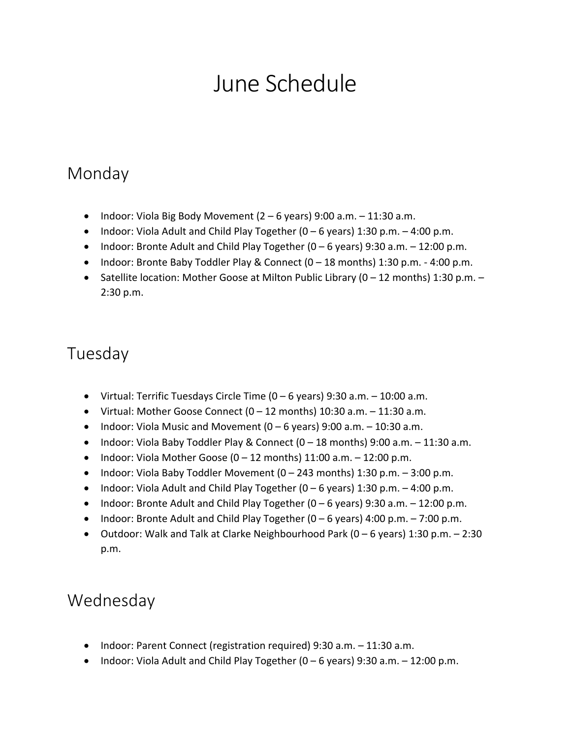# June Schedule

## Monday

- Indoor: Viola Big Body Movement (2 – 6 years) 9:00 a.m. – 11:30 a.m.
- Indoor: Viola Adult and Child Play Together (0 – 6 years) 1:30 p.m. – 4:00 p.m.
- Indoor: Bronte Adult and Child Play Together (0 – 6 years) 9:30 a.m. – 12:00 p.m.
- Indoor: Bronte Baby Toddler Play & Connect (0 – 18 months) 1:30 p.m. - 4:00 p.m.
- Satellite location: Mother Goose at Milton Public Library (0 – 12 months) 1:30 p.m. – 2:30 p.m.

## Tuesday

- Virtual: Terrific Tuesdays Circle Time (0 – 6 years) 9:30 a.m. – 10:00 a.m.
- Virtual: Mother Goose Connect (0 – 12 months) 10:30 a.m. – 11:30 a.m.
- Indoor: Viola Music and Movement (0 – 6 years) 9:00 a.m. – 10:30 a.m.
- Indoor: Viola Baby Toddler Play & Connect (0 – 18 months) 9:00 a.m. – 11:30 a.m.
- Indoor: Viola Mother Goose (0 – 12 months) 11:00 a.m. – 12:00 p.m.
- Indoor: Viola Baby Toddler Movement (0 – 243 months) 1:30 p.m. – 3:00 p.m.
- Indoor: Viola Adult and Child Play Together (0 – 6 years) 1:30 p.m. – 4:00 p.m.
- Indoor: Bronte Adult and Child Play Together (0 – 6 years) 9:30 a.m. – 12:00 p.m.
- Indoor: Bronte Adult and Child Play Together (0 – 6 years) 4:00 p.m. – 7:00 p.m.
- Outdoor: Walk and Talk at Clarke Neighbourhood Park (0 – 6 years) 1:30 p.m. – 2:30 p.m.

## Wednesday

- Indoor: Parent Connect (registration required) 9:30 a.m. – 11:30 a.m.
- Indoor: Viola Adult and Child Play Together (0 – 6 years) 9:30 a.m. – 12:00 p.m.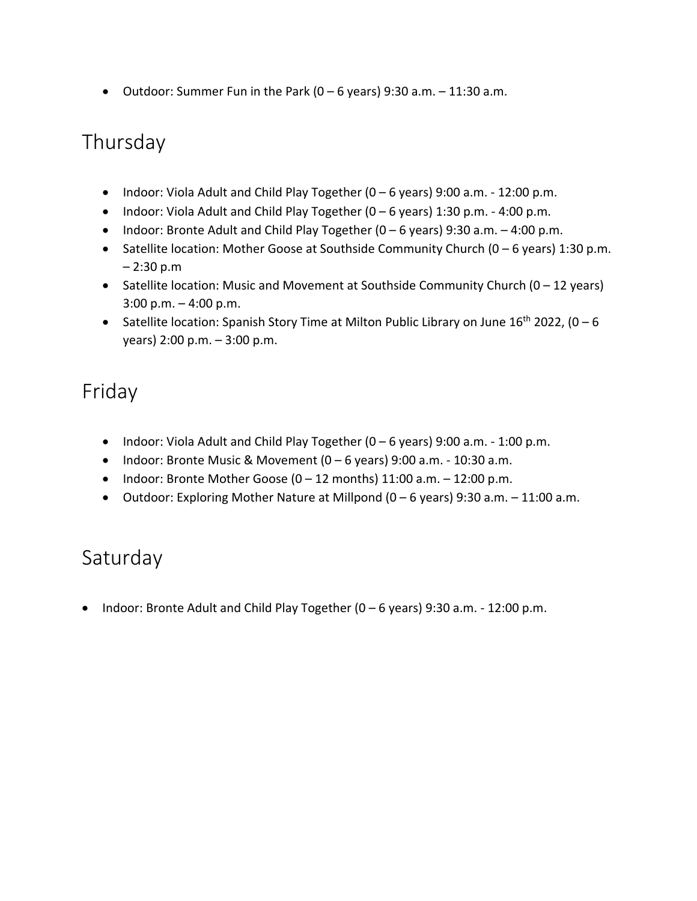- Outdoor: Summer Fun in the Park (0 – 6 years) 9:30 a.m. – 11:30 a.m.

## Thursday

- Indoor: Viola Adult and Child Play Together (0 – 6 years) 9:00 a.m. - 12:00 p.m.
- Indoor: Viola Adult and Child Play Together (0 – 6 years) 1:30 p.m. - 4:00 p.m.
- Indoor: Bronte Adult and Child Play Together (0 – 6 years) 9:30 a.m. – 4:00 p.m.
- Satellite location: Mother Goose at Southside Community Church (0 – 6 years) 1:30 p.m. – 2:30 p.m
- Satellite location: Music and Movement at Southside Community Church (0 – 12 years) 3:00 p.m. – 4:00 p.m.
- Satellite location: Spanish Story Time at Milton Public Library on June 16th 2022, (0 – 6 years) 2:00 p.m. – 3:00 p.m.

## Friday

- Indoor: Viola Adult and Child Play Together (0 – 6 years) 9:00 a.m. - 1:00 p.m.
- Indoor: Bronte Music & Movement (0 – 6 years) 9:00 a.m. - 10:30 a.m.
- Indoor: Bronte Mother Goose (0 – 12 months) 11:00 a.m. – 12:00 p.m.
- Outdoor: Exploring Mother Nature at Millpond (0 – 6 years) 9:30 a.m. – 11:00 a.m.

## Saturday

- Indoor: Bronte Adult and Child Play Together (0 – 6 years) 9:30 a.m. - 12:00 p.m.